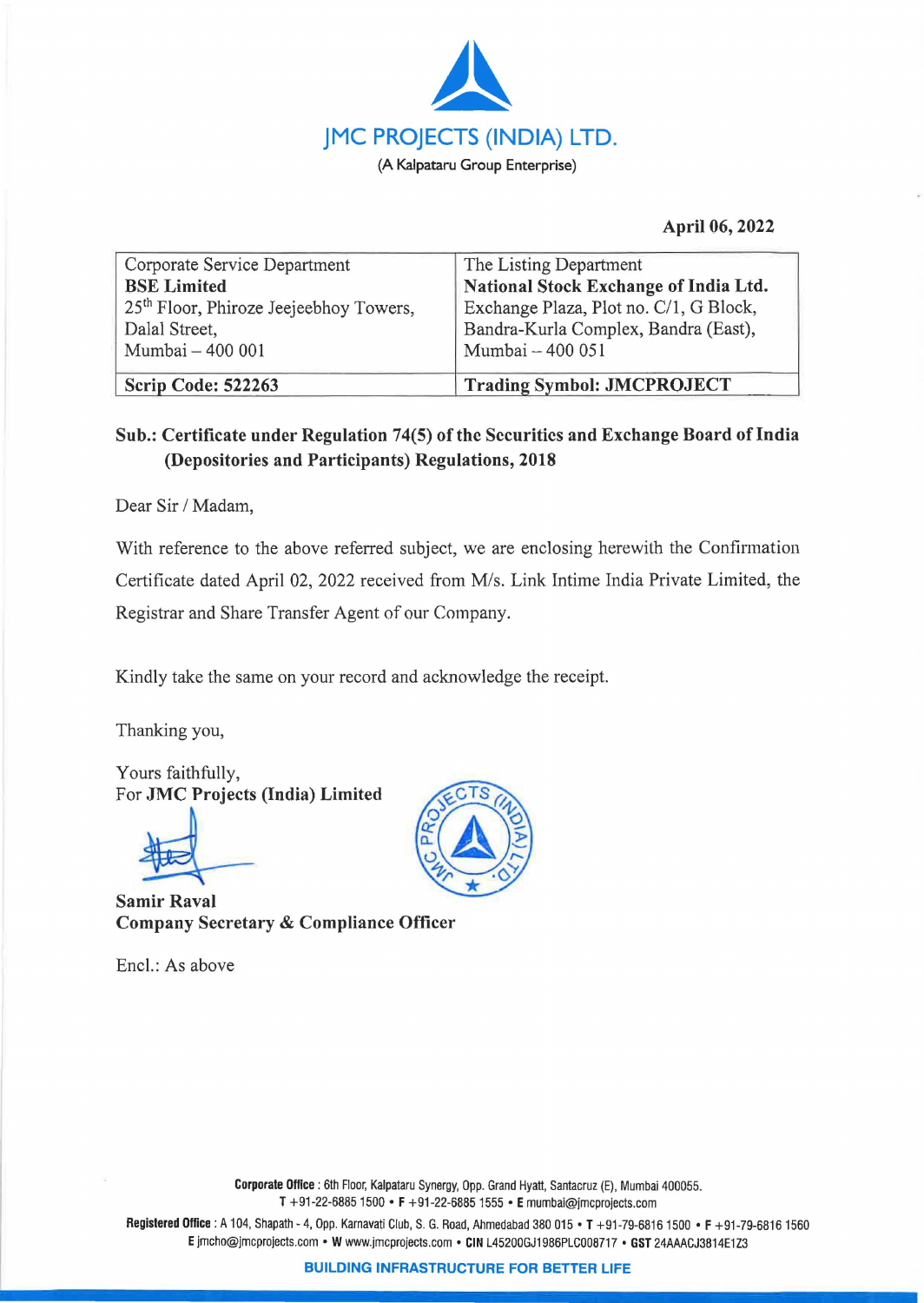# JMC PROJECTS (INDIA) LTD.

(A Kalpataru Group Enterprise)

**April 06, 2022**

| Corporate Service Department<br>**BSE Limited**<br>25th Floor, Phiroze Jeejeebhoy Towers,<br>Dalal Street,<br>Mumbai – 400 001 | The Listing Department<br>**National Stock Exchange of India Ltd.**<br>Exchange Plaza, Plot no. C/1, G Block,<br>Bandra-Kurla Complex, Bandra (East),<br>Mumbai – 400 051 |
|---|---|
| **Scrip Code: 522263** | **Trading Symbol: JMCPROJECT** |

**Sub.: Certificate under Regulation 74(5) of the Securities and Exchange Board of India (Depositories and Participants) Regulations, 2018**

Dear Sir / Madam,

With reference to the above referred subject, we are enclosing herewith the Confirmation Certificate dated April 02, 2022 received from M/s. Link Intime India Private Limited, the Registrar and Share Transfer Agent of our Company.

Kindly take the same on your record and acknowledge the receipt.

Thanking you,

Yours faithfully,
For **JMC Projects (India) Limited**

**Samir Raval**
**Company Secretary & Compliance Officer**

Encl.: As above

**Corporate Office** : 6th Floor, Kalpataru Synergy, Opp. Grand Hyatt, Santacruz (E), Mumbai 400055.
**T** +91-22-6885 1500 • **F** +91-22-6885 1555 • **E** mumbai@jmcprojects.com

**Registered Office** : A 104, Shapath - 4, Opp. Karnavati Club, S. G. Road, Ahmedabad 380 015 • **T** +91-79-6816 1500 • **F** +91-79-6816 1560
**E** jmcho@jmcprojects.com • **W** www.jmcprojects.com • **CIN** L45200GJ1986PLC008717 • **GST** 24AAACJ3814E1Z3

**BUILDING INFRASTRUCTURE FOR BETTER LIFE**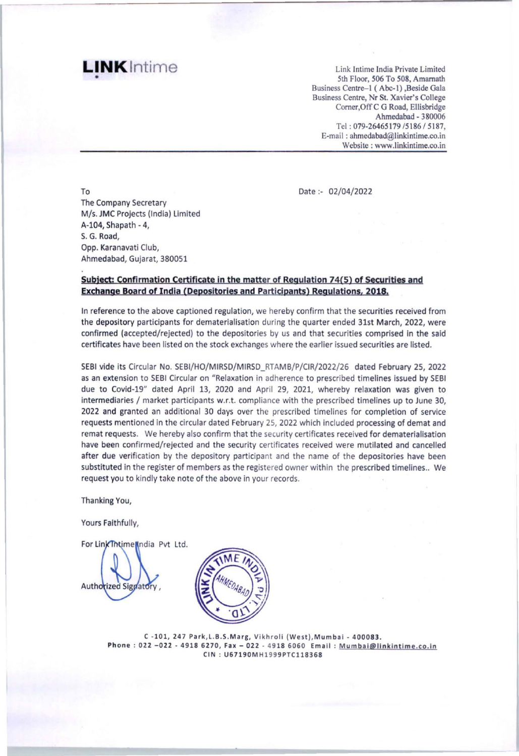**LINK**Intime

Link Intime India Private Limited
5th Floor, 506 To 508, Amarnath
Business Centre–1 ( Abc-1) ,Beside Gala
Business Centre, Nr St. Xavier's College
Corner,Off C G Road, Ellisbridge
Ahmedabad - 380006
Tel : 079-26465179 /5186 / 5187,
E-mail : ahmedabad@linkintime.co.in
Website : www.linkintime.co.in

To
The Company Secretary
M/s. JMC Projects (India) Limited
A-104, Shapath - 4,
S. G. Road,
Opp. Karanavati Club,
Ahmedabad, Gujarat, 380051

Date :- 02/04/2022

**Subject: Confirmation Certificate in the matter of Regulation 74(5) of Securities and Exchange Board of India (Depositories and Participants) Regulations, 2018.**

In reference to the above captioned regulation, we hereby confirm that the securities received from the depository participants for dematerialisation during the quarter ended 31st March, 2022, were confirmed (accepted/rejected) to the depositories by us and that securities comprised in the said certificates have been listed on the stock exchanges where the earlier issued securities are listed.

SEBI vide its Circular No. SEBI/HO/MIRSD/MIRSD_RTAMB/P/CIR/2022/26 dated February 25, 2022 as an extension to SEBI Circular on "Relaxation in adherence to prescribed timelines issued by SEBI due to Covid-19" dated April 13, 2020 and April 29, 2021, whereby relaxation was given to intermediaries / market participants w.r.t. compliance with the prescribed timelines up to June 30, 2022 and granted an additional 30 days over the prescribed timelines for completion of service requests mentioned in the circular dated February 25, 2022 which included processing of demat and remat requests. We hereby also confirm that the security certificates received for dematerialisation have been confirmed/rejected and the security certificates received were mutilated and cancelled after due verification by the depository participant and the name of the depositories have been substituted in the register of members as the registered owner within the prescribed timelines.. We request you to kindly take note of the above in your records.

Thanking You,

Yours Faithfully,

For Link Intime India Pvt Ltd.

Authorized Signatory,

C -101, 247 Park,L.B.S.Marg, Vikhroli (West),Mumbai - 400083.
Phone : 022 –022 - 4918 6270, Fax – 022 - 4918 6060 Email : Mumbai@linkintime.co.in
CIN : U67190MH1999PTC118368